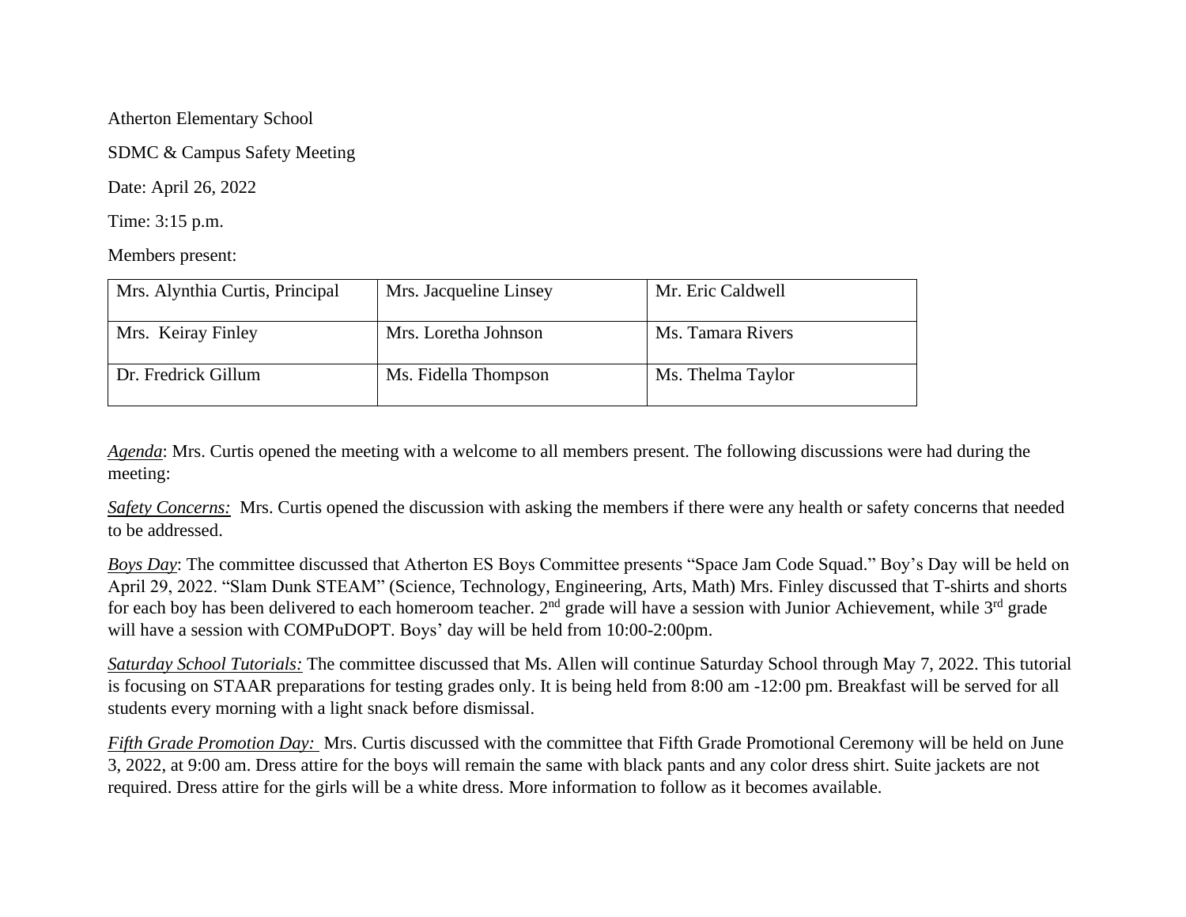Atherton Elementary School

SDMC & Campus Safety Meeting

Date: April 26, 2022

Time: 3:15 p.m.

Members present:

| Mrs. Alynthia Curtis, Principal | Mrs. Jacqueline Linsey | Mr. Eric Caldwell |
|---|---|---|
| Mrs. Keiray Finley | Mrs. Loretha Johnson | Ms. Tamara Rivers |
| Dr. Fredrick Gillum | Ms. Fidella Thompson | Ms. Thelma Taylor |

*Agenda*: Mrs. Curtis opened the meeting with a welcome to all members present. The following discussions were had during the meeting:

*Safety Concerns:* Mrs. Curtis opened the discussion with asking the members if there were any health or safety concerns that needed to be addressed.

*Boys Day*: The committee discussed that Atherton ES Boys Committee presents "Space Jam Code Squad." Boy's Day will be held on April 29, 2022. "Slam Dunk STEAM" (Science, Technology, Engineering, Arts, Math) Mrs. Finley discussed that T-shirts and shorts for each boy has been delivered to each homeroom teacher. 2nd grade will have a session with Junior Achievement, while 3rd grade will have a session with COMPuDOPT. Boys' day will be held from 10:00-2:00pm.

*Saturday School Tutorials:* The committee discussed that Ms. Allen will continue Saturday School through May 7, 2022. This tutorial is focusing on STAAR preparations for testing grades only. It is being held from 8:00 am -12:00 pm. Breakfast will be served for all students every morning with a light snack before dismissal.

*Fifth Grade Promotion Day:* Mrs. Curtis discussed with the committee that Fifth Grade Promotional Ceremony will be held on June 3, 2022, at 9:00 am. Dress attire for the boys will remain the same with black pants and any color dress shirt. Suite jackets are not required. Dress attire for the girls will be a white dress. More information to follow as it becomes available.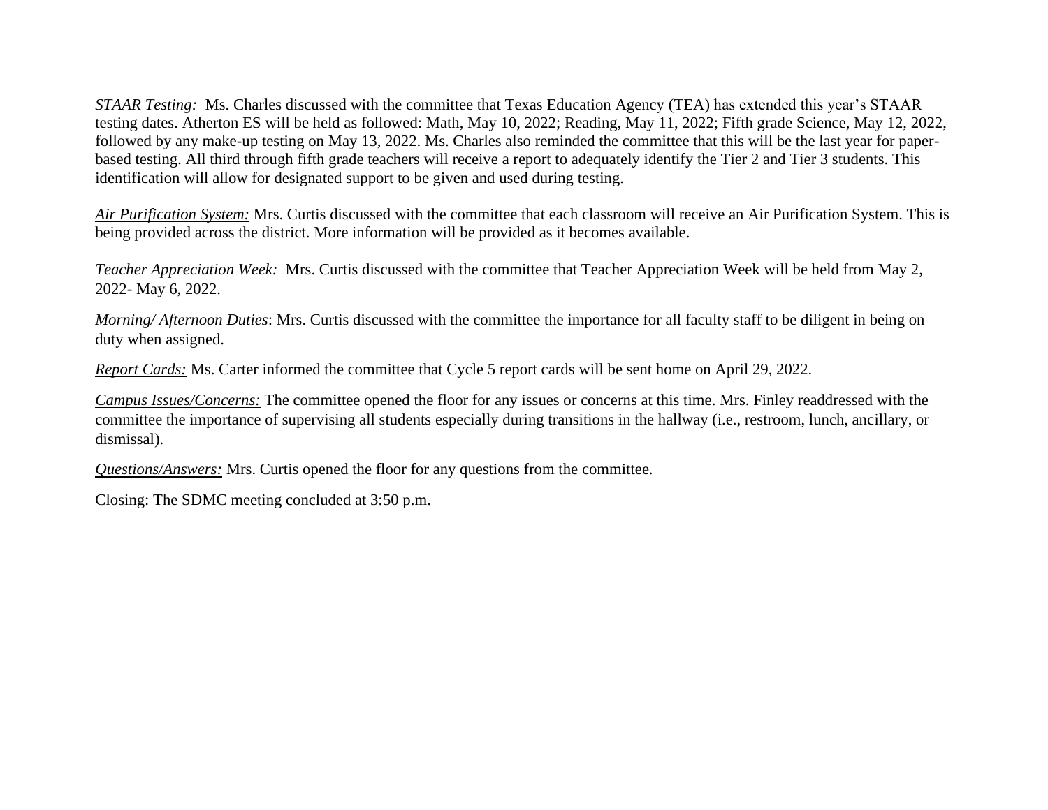*STAAR Testing:* Ms. Charles discussed with the committee that Texas Education Agency (TEA) has extended this year's STAAR testing dates. Atherton ES will be held as followed: Math, May 10, 2022; Reading, May 11, 2022; Fifth grade Science, May 12, 2022, followed by any make-up testing on May 13, 2022. Ms. Charles also reminded the committee that this will be the last year for paper-based testing. All third through fifth grade teachers will receive a report to adequately identify the Tier 2 and Tier 3 students. This identification will allow for designated support to be given and used during testing.

*Air Purification System:* Mrs. Curtis discussed with the committee that each classroom will receive an Air Purification System. This is being provided across the district. More information will be provided as it becomes available.

*Teacher Appreciation Week:* Mrs. Curtis discussed with the committee that Teacher Appreciation Week will be held from May 2, 2022- May 6, 2022.

*Morning/ Afternoon Duties*: Mrs. Curtis discussed with the committee the importance for all faculty staff to be diligent in being on duty when assigned.

*Report Cards:* Ms. Carter informed the committee that Cycle 5 report cards will be sent home on April 29, 2022.

*Campus Issues/Concerns:* The committee opened the floor for any issues or concerns at this time. Mrs. Finley readdressed with the committee the importance of supervising all students especially during transitions in the hallway (i.e., restroom, lunch, ancillary, or dismissal).

*Questions/Answers:* Mrs. Curtis opened the floor for any questions from the committee.

Closing: The SDMC meeting concluded at 3:50 p.m.